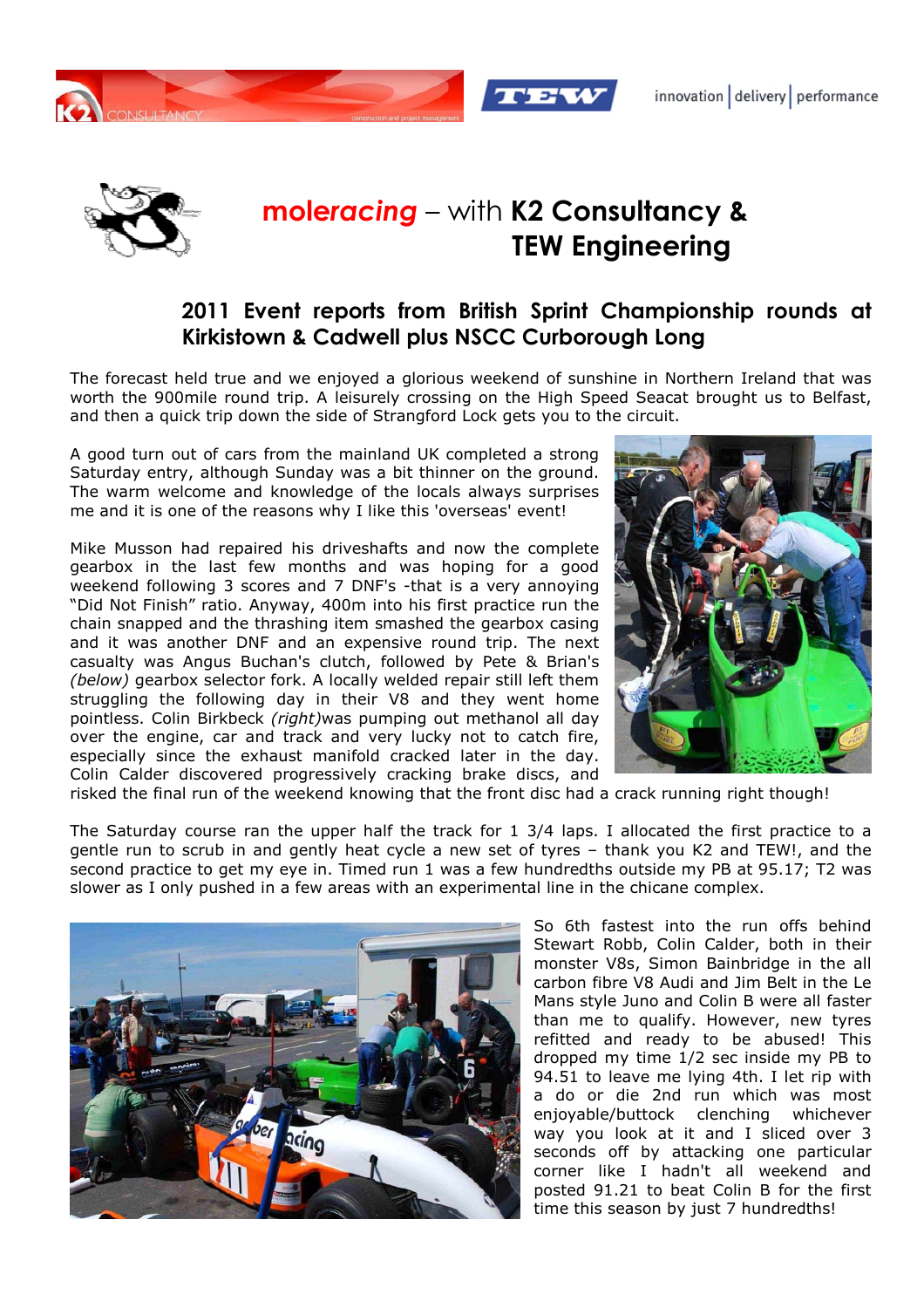# **moleracing** – with **K2 Consultancy & TEW Engineering**

## 2011 Event reports from British Sprint Championship rounds at Kirkistown & Cadwell plus NSCC Curborough Long

The forecast held true and we enjoyed a glorious weekend of sunshine in Northern Ireland that was worth the 900mile round trip. A leisurely crossing on the High Speed Seacat brought us to Belfast, and then a quick trip down the side of Strangford Lock gets you to the circuit.

A good turn out of cars from the mainland UK completed a strong Saturday entry, although Sunday was a bit thinner on the ground. The warm welcome and knowledge of the locals always surprises me and it is one of the reasons why I like this 'overseas' event!

Mike Musson had repaired his driveshafts and now the complete gearbox in the last few months and was hoping for a good weekend following 3 scores and 7 DNF's -that is a very annoying "Did Not Finish" ratio. Anyway, 400m into his first practice run the chain snapped and the thrashing item smashed the gearbox casing and it was another DNF and an expensive round trip. The next casualty was Angus Buchan's clutch, followed by Pete & Brian's *(below)* gearbox selector fork. A locally welded repair still left them struggling the following day in their V8 and they went home pointless. Colin Birkbeck *(right)*was pumping out methanol all day over the engine, car and track and very lucky not to catch fire, especially since the exhaust manifold cracked later in the day. Colin Calder discovered progressively cracking brake discs, and risked the final run of the weekend knowing that the front disc had a crack running right though!

The Saturday course ran the upper half the track for 1 3/4 laps. I allocated the first practice to a gentle run to scrub in and gently heat cycle a new set of tyres – thank you K2 and TEW!, and the second practice to get my eye in. Timed run 1 was a few hundredths outside my PB at 95.17; T2 was slower as I only pushed in a few areas with an experimental line in the chicane complex.

So 6th fastest into the run offs behind Stewart Robb, Colin Calder, both in their monster V8s, Simon Bainbridge in the all carbon fibre V8 Audi and Jim Belt in the Le Mans style Juno and Colin B were all faster than me to qualify. However, new tyres refitted and ready to be abused! This dropped my time 1/2 sec inside my PB to 94.51 to leave me lying 4th. I let rip with a do or die 2nd run which was most enjoyable/buttock clenching whichever way you look at it and I sliced over 3 seconds off by attacking one particular corner like I hadn't all weekend and posted 91.21 to beat Colin B for the first time this season by just 7 hundredths!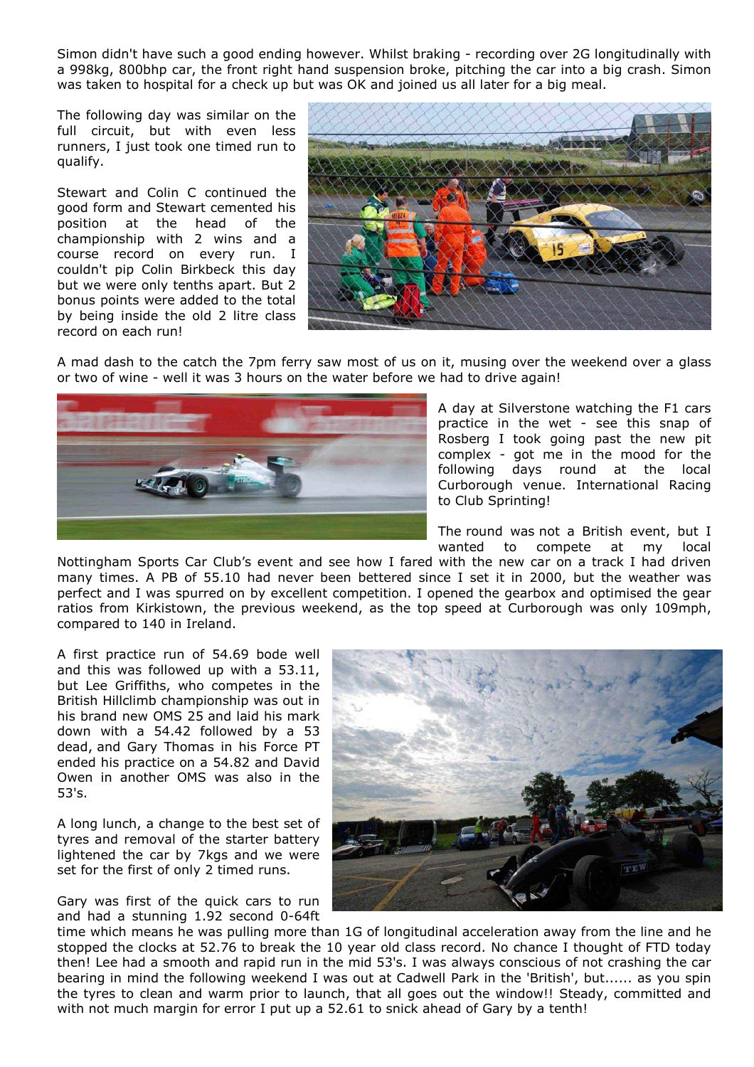Simon didn't have such a good ending however. Whilst braking - recording over 2G longitudinally with a 998kg, 800bhp car, the front right hand suspension broke, pitching the car into a big crash. Simon was taken to hospital for a check up but was OK and joined us all later for a big meal.

The following day was similar on the full circuit, but with even less runners, I just took one timed run to qualify.

Stewart and Colin C continued the good form and Stewart cemented his position at the head of the championship with 2 wins and a course record on every run. I couldn't pip Colin Birkbeck this day but we were only tenths apart. But 2 bonus points were added to the total by being inside the old 2 litre class record on each run!

A mad dash to the catch the 7pm ferry saw most of us on it, musing over the weekend over a glass or two of wine - well it was 3 hours on the water before we had to drive again!

A day at Silverstone watching the F1 cars practice in the wet - see this snap of Rosberg I took going past the new pit complex - got me in the mood for the following days round at the local Curborough venue. International Racing to Club Sprinting!

The round was not a British event, but I wanted to compete at my local Nottingham Sports Car Club's event and see how I fared with the new car on a track I had driven many times. A PB of 55.10 had never been bettered since I set it in 2000, but the weather was perfect and I was spurred on by excellent competition. I opened the gearbox and optimised the gear ratios from Kirkistown, the previous weekend, as the top speed at Curborough was only 109mph, compared to 140 in Ireland.

A first practice run of 54.69 bode well and this was followed up with a 53.11, but Lee Griffiths, who competes in the British Hillclimb championship was out in his brand new OMS 25 and laid his mark down with a 54.42 followed by a 53 dead, and Gary Thomas in his Force PT ended his practice on a 54.82 and David Owen in another OMS was also in the 53's.

A long lunch, a change to the best set of tyres and removal of the starter battery lightened the car by 7kgs and we were set for the first of only 2 timed runs.

Gary was first of the quick cars to run and had a stunning 1.92 second 0-64ft time which means he was pulling more than 1G of longitudinal acceleration away from the line and he stopped the clocks at 52.76 to break the 10 year old class record. No chance I thought of FTD today then! Lee had a smooth and rapid run in the mid 53's. I was always conscious of not crashing the car bearing in mind the following weekend I was out at Cadwell Park in the 'British', but...... as you spin the tyres to clean and warm prior to launch, that all goes out the window!! Steady, committed and with not much margin for error I put up a 52.61 to snick ahead of Gary by a tenth!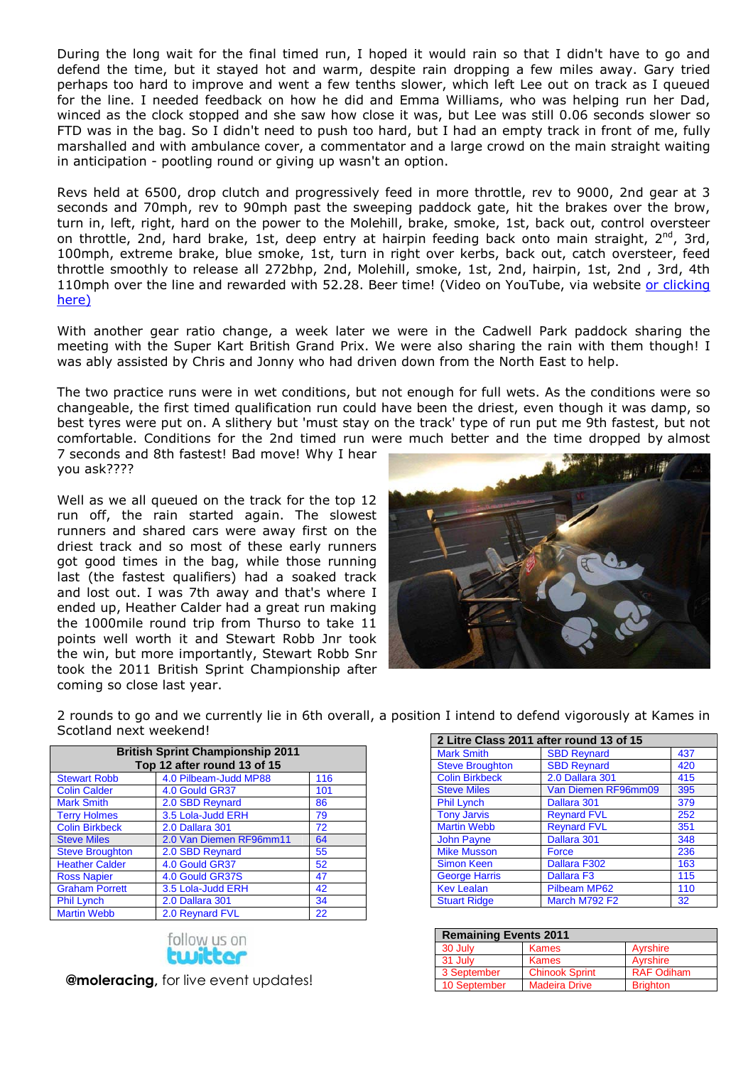During the long wait for the final timed run, I hoped it would rain so that I didn't have to go and defend the time, but it stayed hot and warm, despite rain dropping a few miles away. Gary tried perhaps too hard to improve and went a few tenths slower, which left Lee out on track as I queued for the line. I needed feedback on how he did and Emma Williams, who was helping run her Dad, winced as the clock stopped and she saw how close it was, but Lee was still 0.06 seconds slower so FTD was in the bag. So I didn't need to push too hard, but I had an empty track in front of me, fully marshalled and with ambulance cover, a commentator and a large crowd on the main straight waiting in anticipation - pootling round or giving up wasn't an option.

Revs held at 6500, drop clutch and progressively feed in more throttle, rev to 9000, 2nd gear at 3 seconds and 70mph, rev to 90mph past the sweeping paddock gate, hit the brakes over the brow, turn in, left, right, hard on the power to the Molehill, brake, smoke, 1st, back out, control oversteer on throttle, 2nd, hard brake, 1st, deep entry at hairpin feeding back onto main straight, 2nd, 3rd, 100mph, extreme brake, blue smoke, 1st, turn in right over kerbs, back out, catch oversteer, feed throttle smoothly to release all 272bhp, 2nd, Molehill, smoke, 1st, 2nd, hairpin, 1st, 2nd , 3rd, 4th 110mph over the line and rewarded with 52.28. Beer time! (Video on YouTube, via website or clicking here)

With another gear ratio change, a week later we were in the Cadwell Park paddock sharing the meeting with the Super Kart British Grand Prix. We were also sharing the rain with them though! I was ably assisted by Chris and Jonny who had driven down from the North East to help.

The two practice runs were in wet conditions, but not enough for full wets. As the conditions were so changeable, the first timed qualification run could have been the driest, even though it was damp, so best tyres were put on. A slithery but 'must stay on the track' type of run put me 9th fastest, but not comfortable. Conditions for the 2nd timed run were much better and the time dropped by almost 7 seconds and 8th fastest! Bad move! Why I hear you ask????

Well as we all queued on the track for the top 12 run off, the rain started again. The slowest runners and shared cars were away first on the driest track and so most of these early runners got good times in the bag, while those running last (the fastest qualifiers) had a soaked track and lost out. I was 7th away and that's where I ended up, Heather Calder had a great run making the 1000mile round trip from Thurso to take 11 points well worth it and Stewart Robb Jnr took the win, but more importantly, Stewart Robb Snr took the 2011 British Sprint Championship after coming so close last year.

2 rounds to go and we currently lie in 6th overall, a position I intend to defend vigorously at Kames in Scotland next weekend!

| British Sprint Championship 2011 Top 12 after round 13 of 15 | | |
|---|---|---|
| Stewart Robb | 4.0 Pilbeam-Judd MP88 | 116 |
| Colin Calder | 4.0 Gould GR37 | 101 |
| Mark Smith | 2.0 SBD Reynard | 86 |
| Terry Holmes | 3.5 Lola-Judd ERH | 79 |
| Colin Birkbeck | 2.0 Dallara 301 | 72 |
| Steve Miles | 2.0 Van Diemen RF96mm11 | 64 |
| Steve Broughton | 2.0 SBD Reynard | 55 |
| Heather Calder | 4.0 Gould GR37 | 52 |
| Ross Napier | 4.0 Gould GR37S | 47 |
| Graham Porrett | 3.5 Lola-Judd ERH | 42 |
| Phil Lynch | 2.0 Dallara 301 | 34 |
| Martin Webb | 2.0 Reynard FVL | 22 |

| 2 Litre Class 2011 after round 13 of 15 | | |
|---|---|---|
| Mark Smith | SBD Reynard | 437 |
| Steve Broughton | SBD Reynard | 420 |
| Colin Birkbeck | 2.0 Dallara 301 | 415 |
| Steve Miles | Van Diemen RF96mm09 | 395 |
| Phil Lynch | Dallara 301 | 379 |
| Tony Jarvis | Reynard FVL | 252 |
| Martin Webb | Reynard FVL | 351 |
| John Payne | Dallara 301 | 348 |
| Mike Musson | Force | 236 |
| Simon Keen | Dallara F302 | 163 |
| George Harris | Dallara F3 | 115 |
| Kev Lealan | Pilbeam MP62 | 110 |
| Stuart Ridge | March M792 F2 | 32 |

follow us on twitter

**@moleracing**, for live event updates!

| Remaining Events 2011 | | |
|---|---|---|
| 30 July | Kames | Ayrshire |
| 31 July | Kames | Ayrshire |
| 3 September | Chinook Sprint | RAF Odiham |
| 10 September | Madeira Drive | Brighton |